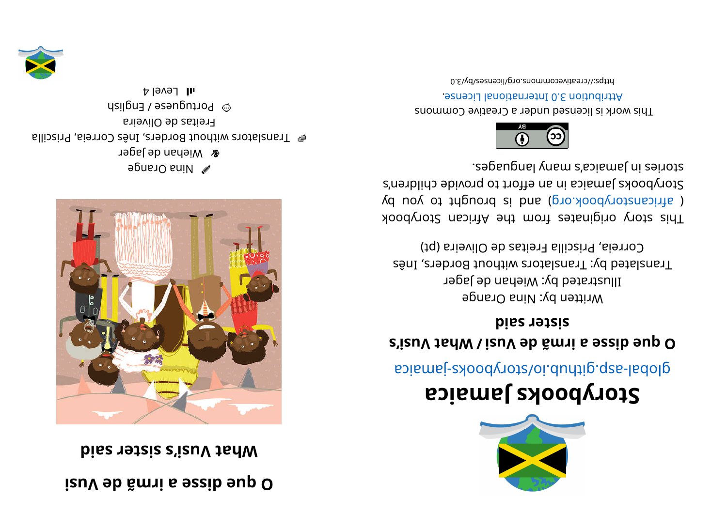# Storybooks Jamaica

global-asp.github.io/storybooks-jamaica

## O que disse a irmã de Vusi / What Vusi's sister said

Written by: Nina Orange
Illustrated by: Wiehan de Jager
Translated by: Translators without Borders, Inês Correia, Priscilla Freitas de Oliveira (pt)

This story originates from the African Storybook ( africanstorybook.org ) and is brought to you by Storybooks Jamaica in an effort to provide children's stories in Jamaica's many languages.

This work is licensed under a Creative Commons Attribution 3.0 International License.

https://creativecommons.org/licenses/by/3.0

# O que disse a irmã de Vusi

## What Vusi's sister said

Nina Orange
Wiehan de Jager
Translators without Borders, Inês Correia, Priscilla Freitas de Oliveira
Portuguese / English
Level 4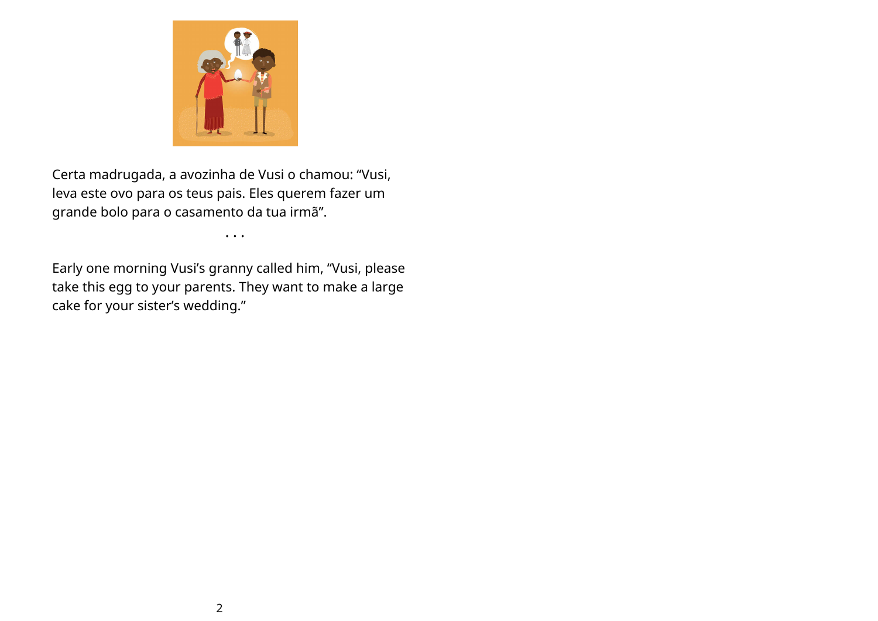Certa madrugada, a avozinha de Vusi o chamou: “Vusi, leva este ovo para os teus pais. Eles querem fazer um grande bolo para o casamento da tua irmã”.

• • •

Early one morning Vusi’s granny called him, “Vusi, please take this egg to your parents. They want to make a large cake for your sister’s wedding.”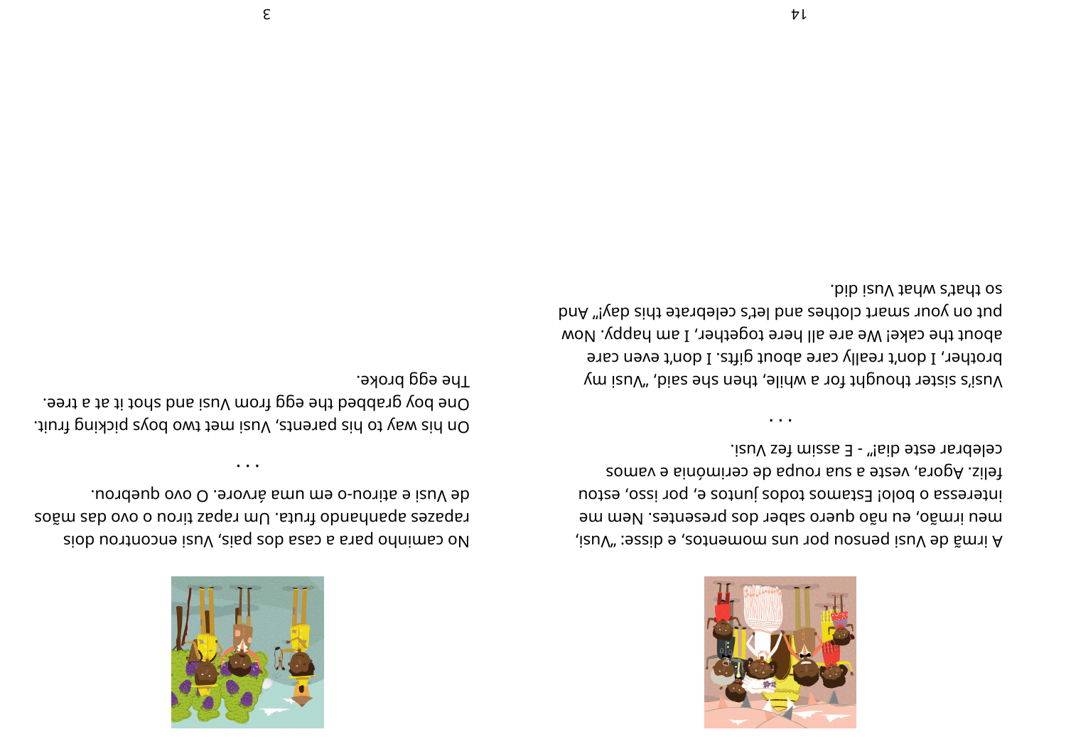A irmã de Vusi pensou por uns momentos, e disse: "Vusi, meu irmão, eu não quero saber dos presentes. Nem me interessa o bolo! Estamos todos juntos e, por isso, estou feliz. Agora, veste a sua roupa de cerimónia e vamos celebrar este dia!" - E assim fez Vusi.

. . .

Vusi's sister thought for a while, then she said, "Vusi my brother, I don't really care about gifts. I don't even care about the cake! We are all here together, I am happy. Now put on your smart clothes and let's celebrate this day!" And so that's what Vusi did.

No caminho para a casa dos pais, Vusi encontrou dois rapazes apanhando fruta. Um rapaz tirou o ovo das mãos de Vusi e atirou-o em uma árvore. O ovo quebrou.

. . .

On his way to his parents, Vusi met two boys picking fruit. One boy grabbed the egg from Vusi and shot it at a tree. The egg broke.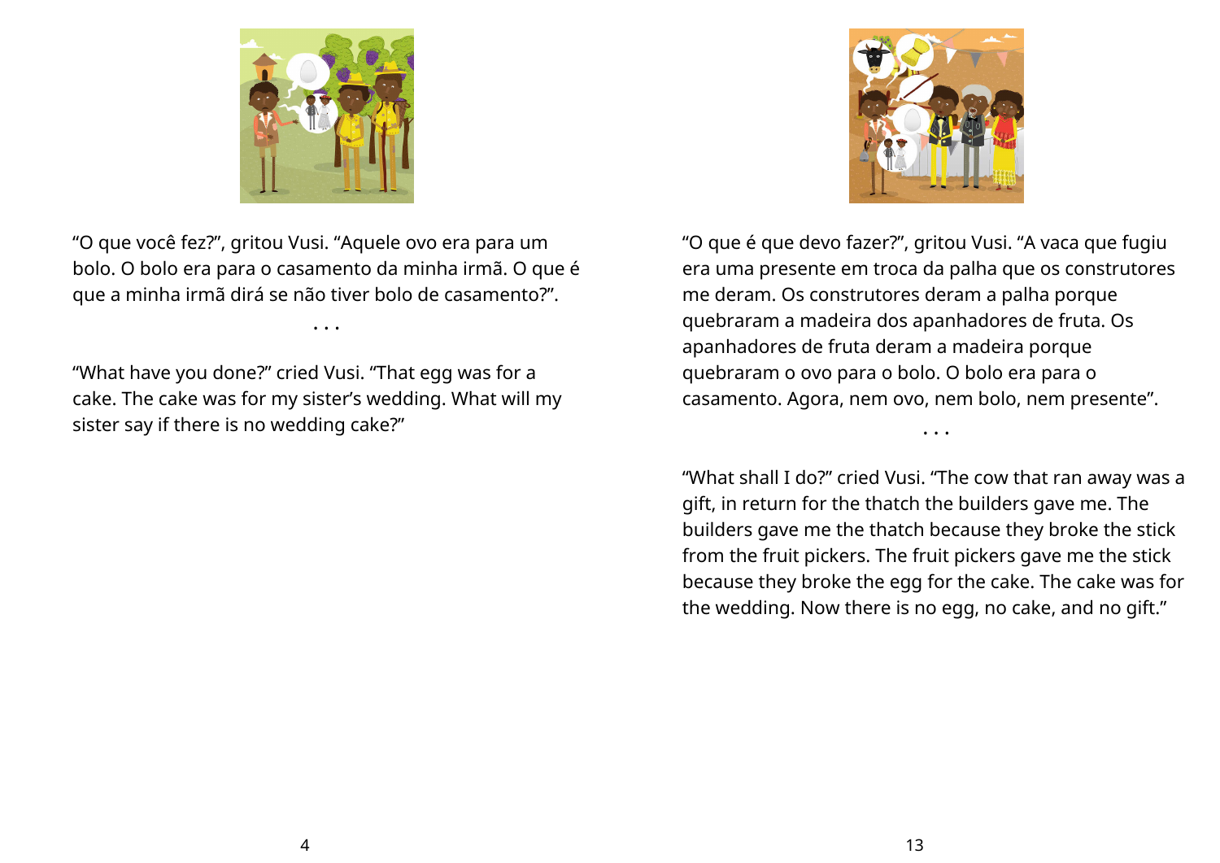"O que você fez?", gritou Vusi. "Aquele ovo era para um bolo. O bolo era para o casamento da minha irmã. O que é que a minha irmã dirá se não tiver bolo de casamento?".

. . .

"What have you done?" cried Vusi. "That egg was for a cake. The cake was for my sister's wedding. What will my sister say if there is no wedding cake?"

"O que é que devo fazer?", gritou Vusi. "A vaca que fugiu era uma presente em troca da palha que os construtores me deram. Os construtores deram a palha porque quebraram a madeira dos apanhadores de fruta. Os apanhadores de fruta deram a madeira porque quebraram o ovo para o bolo. O bolo era para o casamento. Agora, nem ovo, nem bolo, nem presente".

. . .

"What shall I do?" cried Vusi. "The cow that ran away was a gift, in return for the thatch the builders gave me. The builders gave me the thatch because they broke the stick from the fruit pickers. The fruit pickers gave me the stick because they broke the egg for the cake. The cake was for the wedding. Now there is no egg, no cake, and no gift."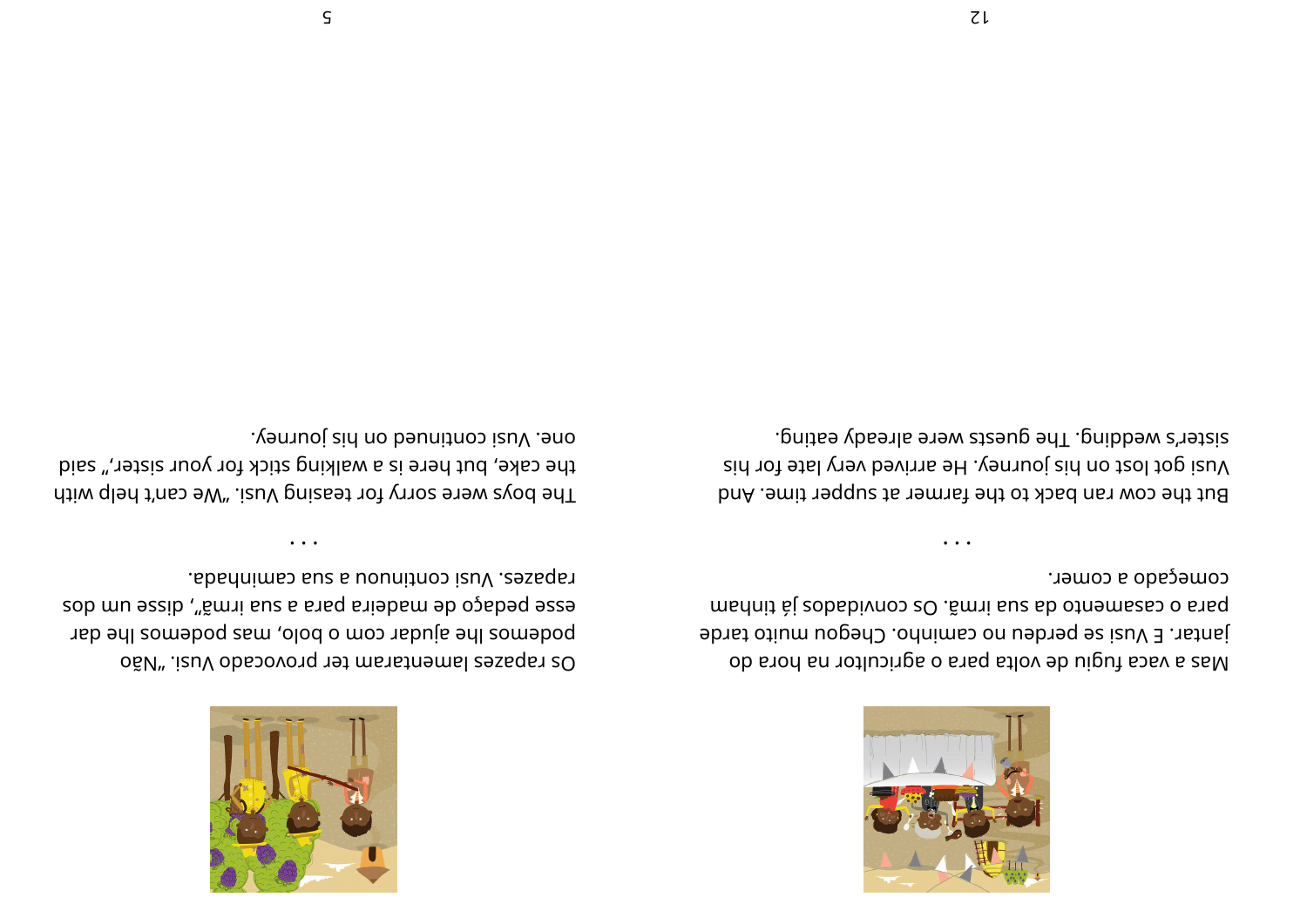Mas a vaca fugiu de volta para o agricultor na hora do jantar. E Vusi se perdeu no caminho. Chegou muito tarde para o casamento da sua irmã. Os convidados já tinham começado a comer.

. . .

But the cow ran back to the farmer at supper time. And Vusi got lost on his journey. He arrived very late for his sister's wedding. The guests were already eating.

Os rapazes lamentaram ter provocado Vusi. “Não podemos lhe ajudar com o bolo, mas podemos lhe dar esse pedaço de madeira para a sua irmã”, disse um dos rapazes. Vusi continuou a sua caminhada.

. . .

The boys were sorry for teasing Vusi. “We can't help with the cake, but here is a walking stick for your sister,” said one. Vusi continued on his journey.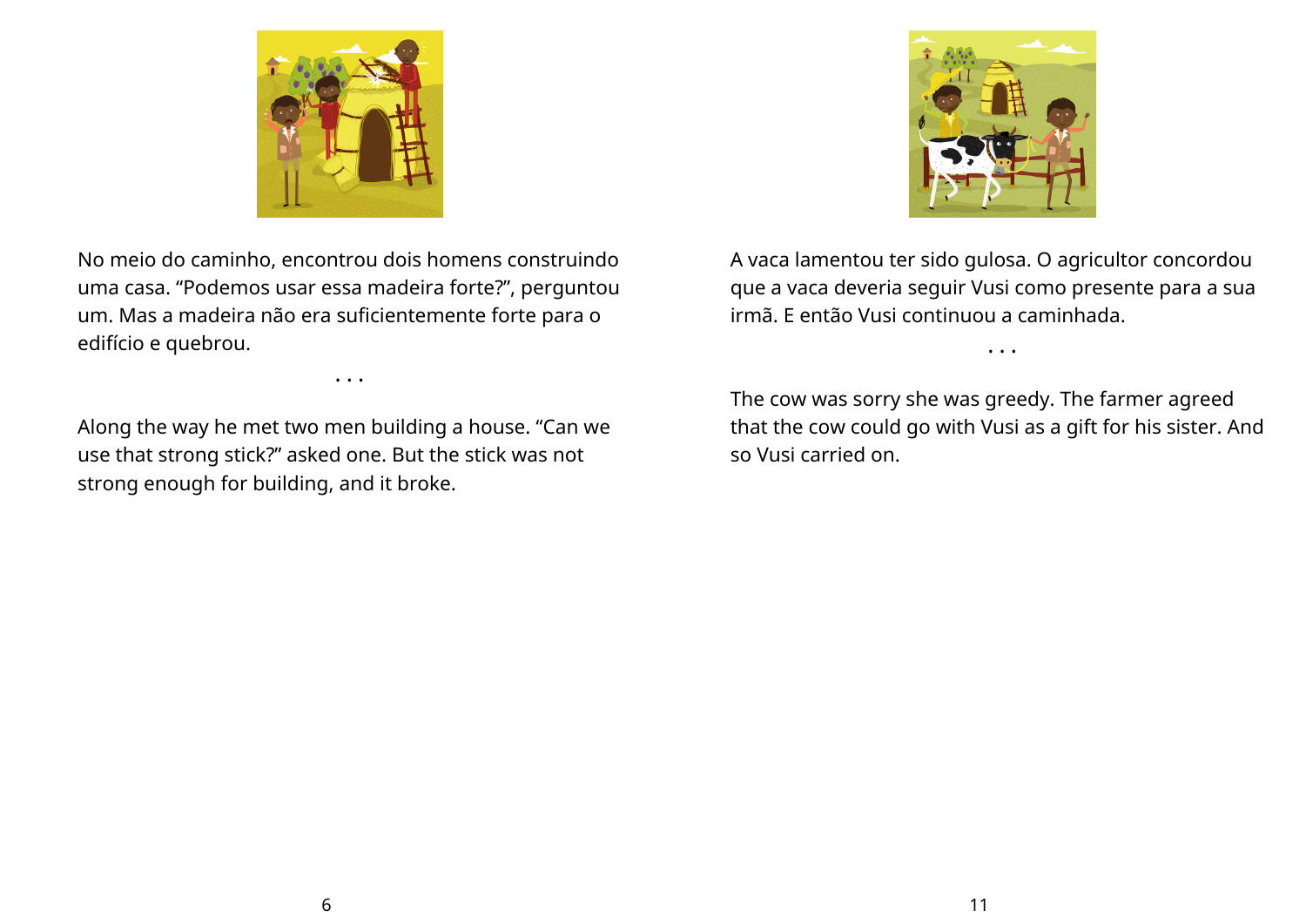No meio do caminho, encontrou dois homens construindo uma casa. “Podemos usar essa madeira forte?”, perguntou um. Mas a madeira não era suficientemente forte para o edifício e quebrou.

. . .

Along the way he met two men building a house. “Can we use that strong stick?” asked one. But the stick was not strong enough for building, and it broke.

A vaca lamentou ter sido gulosa. O agricultor concordou que a vaca deveria seguir Vusi como presente para a sua irmã. E então Vusi continuou a caminhada.

. . .

The cow was sorry she was greedy. The farmer agreed that the cow could go with Vusi as a gift for his sister. And so Vusi carried on.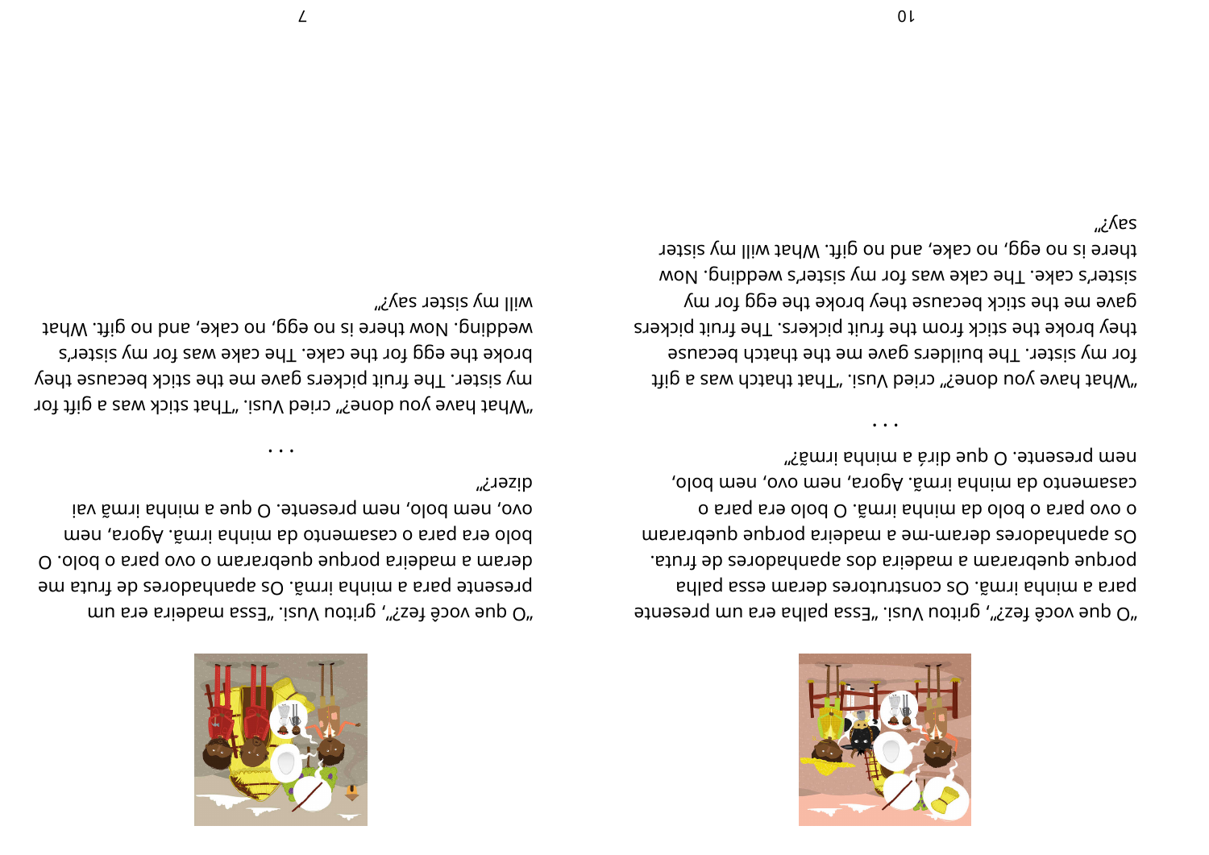"O que você fez?", gritou Vusi. "Essa palha era um presente para a minha irmã. Os construtores deram essa palha porque quebraram a madeira dos apanhadores de fruta. Os apanhadores deram-me a madeira porque quebraram o ovo para o bolo da minha irmã. O bolo era para o casamento da minha irmã. Agora, nem ovo, nem bolo, nem presente. O que dirá a minha irmã?"

...

"What have you done?" cried Vusi. "That thatch was a gift for my sister. The builders gave me the thatch because they broke the stick from the fruit pickers. The fruit pickers gave me the stick because they broke the egg for my sister's cake. The cake was for my sister's wedding. Now there is no egg, no cake, and no gift. What will my sister say?"

"O que você fez?", gritou Vusi. "Essa madeira era um presente para a minha irmã. Os apanhadores de fruta me deram a madeira porque quebraram o ovo para o bolo. O bolo era para o casamento da minha irmã. Agora, nem ovo, nem bolo, nem presente. O que a minha irmã vai dizer?"

...

"What have you done?" cried Vusi. "That stick was a gift for my sister. The fruit pickers gave me the stick because they broke the egg for the cake. The cake was for my sister's wedding. Now there is no egg, no cake, and no gift. What will my sister say?"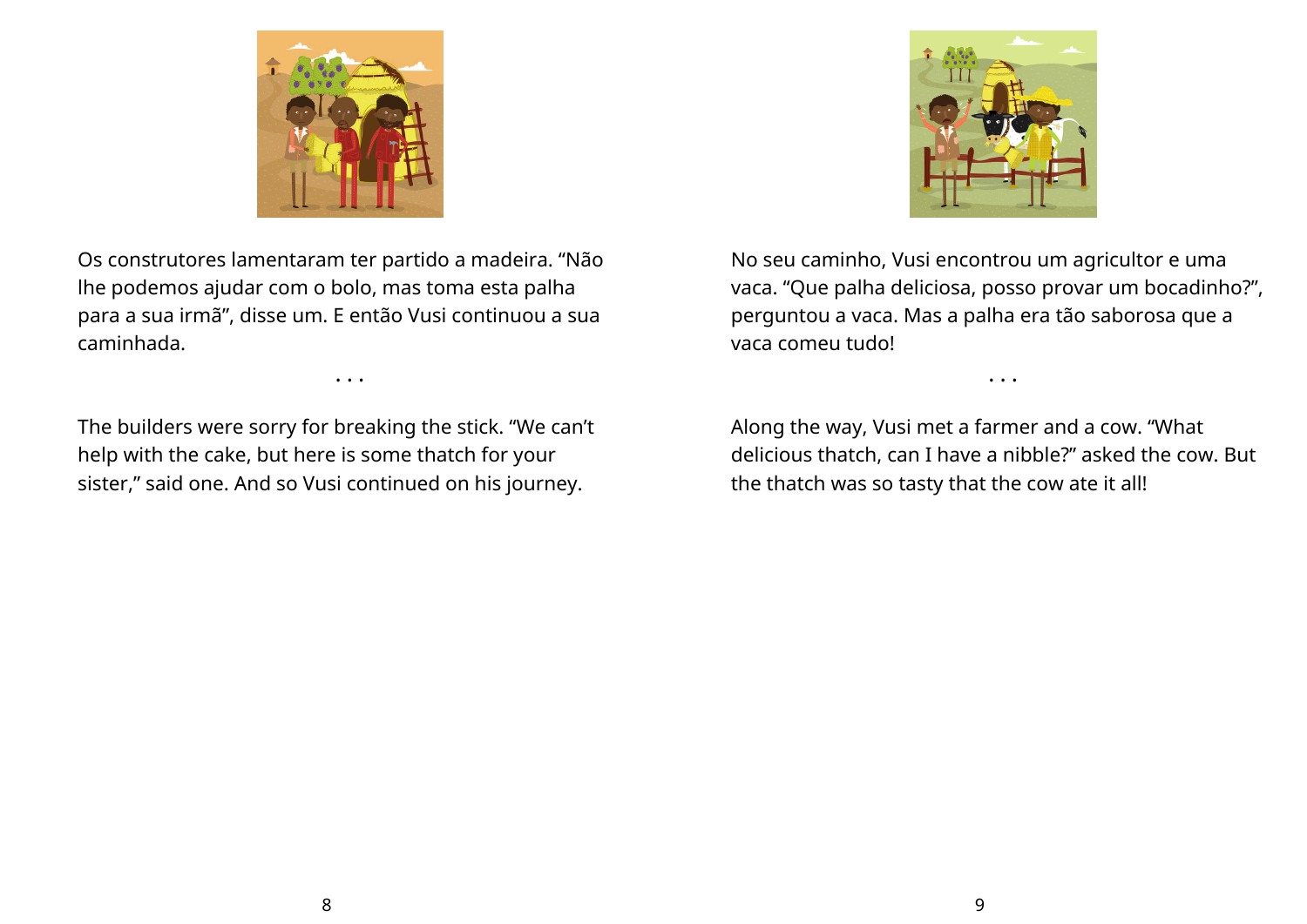Os construtores lamentaram ter partido a madeira. “Não lhe podemos ajudar com o bolo, mas toma esta palha para a sua irmã”, disse um. E então Vusi continuou a sua caminhada.

. . .

The builders were sorry for breaking the stick. “We can’t help with the cake, but here is some thatch for your sister,” said one. And so Vusi continued on his journey.

No seu caminho, Vusi encontrou um agricultor e uma vaca. “Que palha deliciosa, posso provar um bocadinho?”, perguntou a vaca. Mas a palha era tão saborosa que a vaca comeu tudo!

. . .

Along the way, Vusi met a farmer and a cow. “What delicious thatch, can I have a nibble?” asked the cow. But the thatch was so tasty that the cow ate it all!